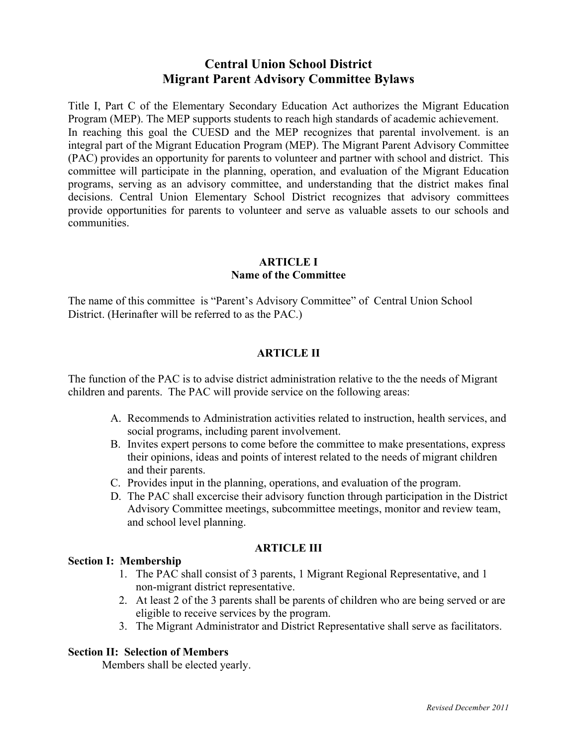# Central Union School District
# Migrant Parent Advisory Committee Bylaws

Title I, Part C of the Elementary Secondary Education Act authorizes the Migrant Education Program (MEP). The MEP supports students to reach high standards of academic achievement. In reaching this goal the CUESD and the MEP recognizes that parental involvement. is an integral part of the Migrant Education Program (MEP). The Migrant Parent Advisory Committee (PAC) provides an opportunity for parents to volunteer and partner with school and district. This committee will participate in the planning, operation, and evaluation of the Migrant Education programs, serving as an advisory committee, and understanding that the district makes final decisions. Central Union Elementary School District recognizes that advisory committees provide opportunities for parents to volunteer and serve as valuable assets to our schools and communities.

## ARTICLE I
## Name of the Committee

The name of this committee is "Parent's Advisory Committee" of Central Union School District. (Herinafter will be referred to as the PAC.)

## ARTICLE II

The function of the PAC is to advise district administration relative to the the needs of Migrant children and parents. The PAC will provide service on the following areas:

A. Recommends to Administration activities related to instruction, health services, and social programs, including parent involvement.
B. Invites expert persons to come before the committee to make presentations, express their opinions, ideas and points of interest related to the needs of migrant children and their parents.
C. Provides input in the planning, operations, and evaluation of the program.
D. The PAC shall excercise their advisory function through participation in the District Advisory Committee meetings, subcommittee meetings, monitor and review team, and school level planning.

## ARTICLE III

**Section I: Membership**

1. The PAC shall consist of 3 parents, 1 Migrant Regional Representative, and 1 non-migrant district representative.
2. At least 2 of the 3 parents shall be parents of children who are being served or are eligible to receive services by the program.
3. The Migrant Administrator and District Representative shall serve as facilitators.

**Section II: Selection of Members**

Members shall be elected yearly.

*Revised December 2011*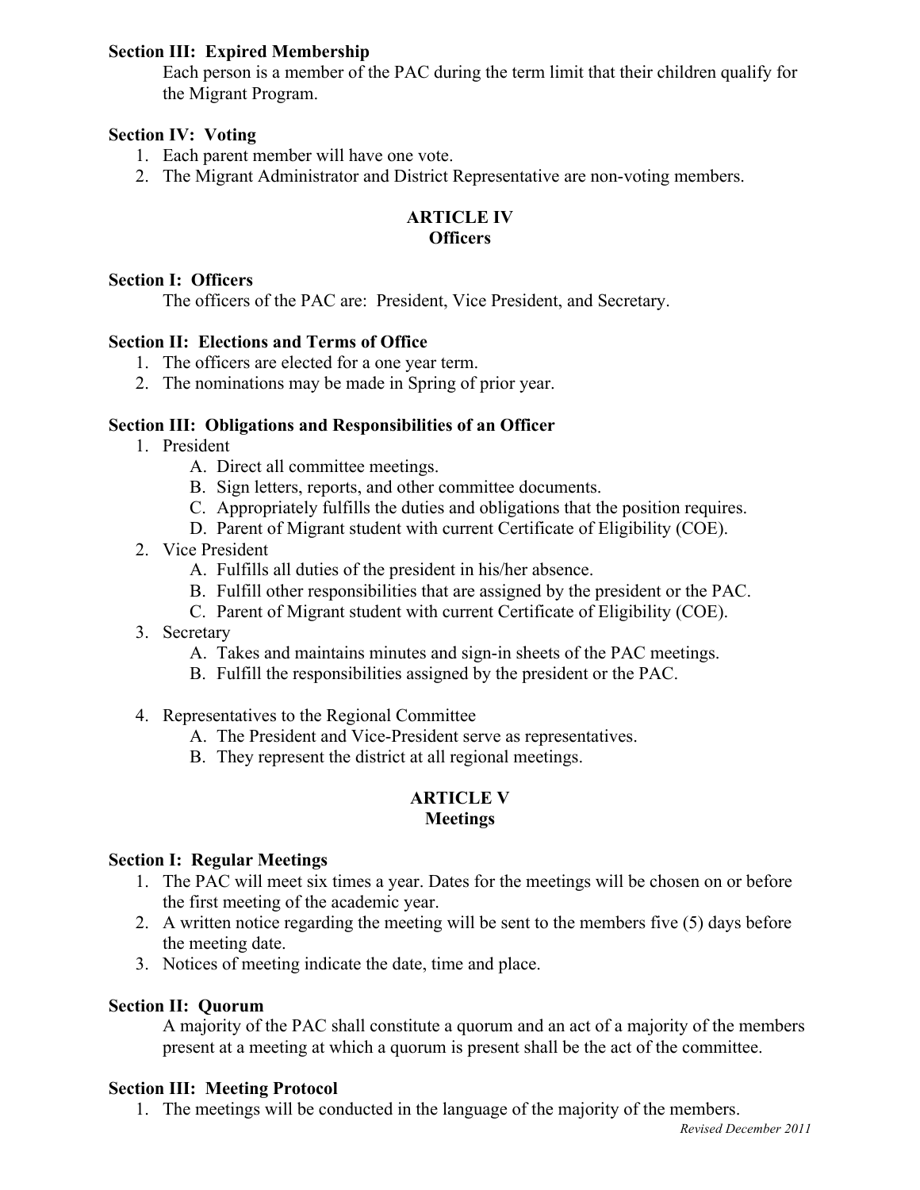**Section III: Expired Membership**

Each person is a member of the PAC during the term limit that their children qualify for the Migrant Program.

**Section IV: Voting**

1. Each parent member will have one vote.
2. The Migrant Administrator and District Representative are non-voting members.

## ARTICLE IV
## Officers

**Section I: Officers**

The officers of the PAC are: President, Vice President, and Secretary.

**Section II: Elections and Terms of Office**

1. The officers are elected for a one year term.
2. The nominations may be made in Spring of prior year.

**Section III: Obligations and Responsibilities of an Officer**

1. President
   - A. Direct all committee meetings.
   - B. Sign letters, reports, and other committee documents.
   - C. Appropriately fulfills the duties and obligations that the position requires.
   - D. Parent of Migrant student with current Certificate of Eligibility (COE).
2. Vice President
   - A. Fulfills all duties of the president in his/her absence.
   - B. Fulfill other responsibilities that are assigned by the president or the PAC.
   - C. Parent of Migrant student with current Certificate of Eligibility (COE).
3. Secretary
   - A. Takes and maintains minutes and sign-in sheets of the PAC meetings.
   - B. Fulfill the responsibilities assigned by the president or the PAC.
4. Representatives to the Regional Committee
   - A. The President and Vice-President serve as representatives.
   - B. They represent the district at all regional meetings.

## ARTICLE V
## Meetings

**Section I: Regular Meetings**

1. The PAC will meet six times a year. Dates for the meetings will be chosen on or before the first meeting of the academic year.
2. A written notice regarding the meeting will be sent to the members five (5) days before the meeting date.
3. Notices of meeting indicate the date, time and place.

**Section II: Quorum**

A majority of the PAC shall constitute a quorum and an act of a majority of the members present at a meeting at which a quorum is present shall be the act of the committee.

**Section III: Meeting Protocol**

1. The meetings will be conducted in the language of the majority of the members.

*Revised December 2011*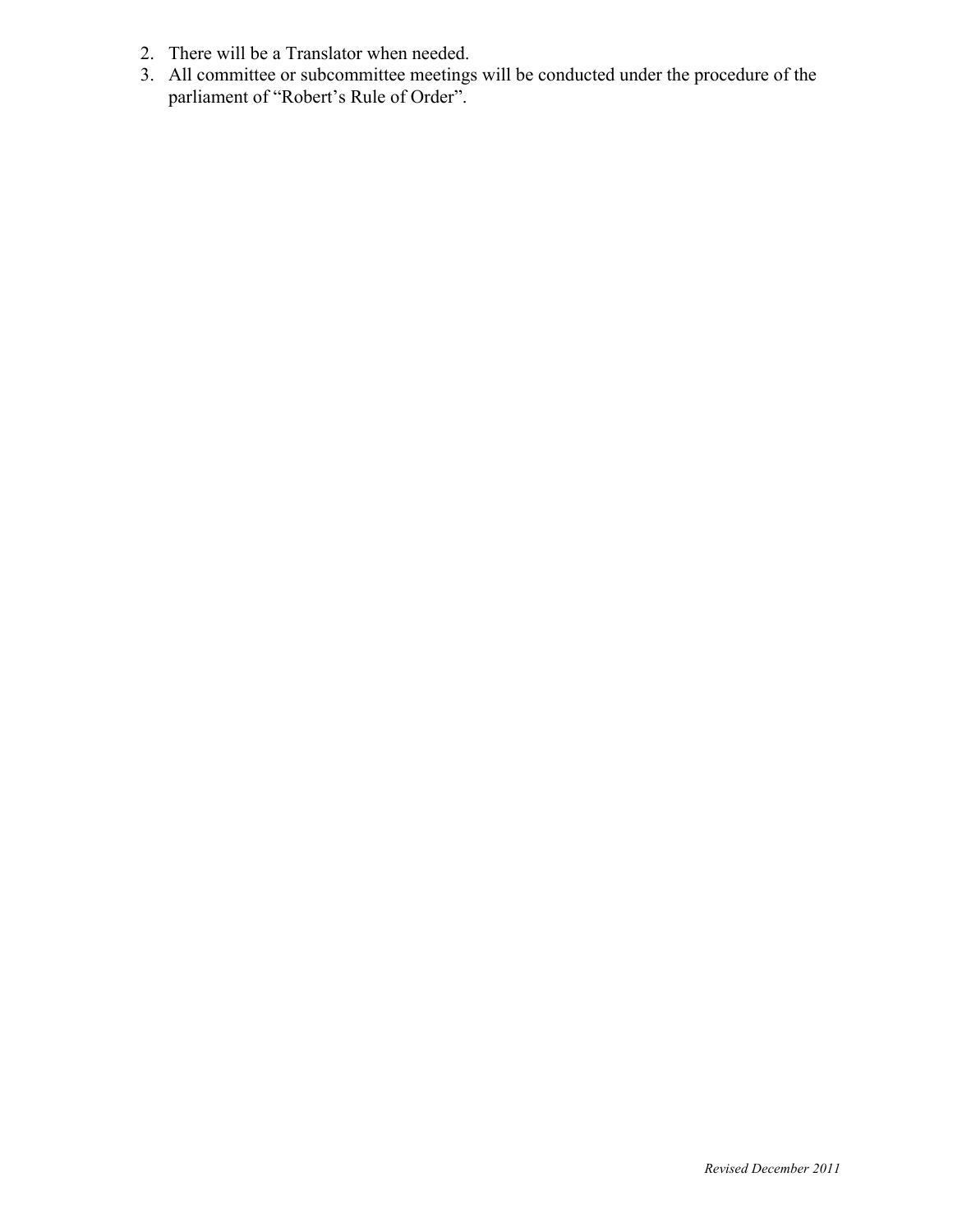2. There will be a Translator when needed.
3. All committee or subcommittee meetings will be conducted under the procedure of the parliament of “Robert’s Rule of Order”.

*Revised December 2011*